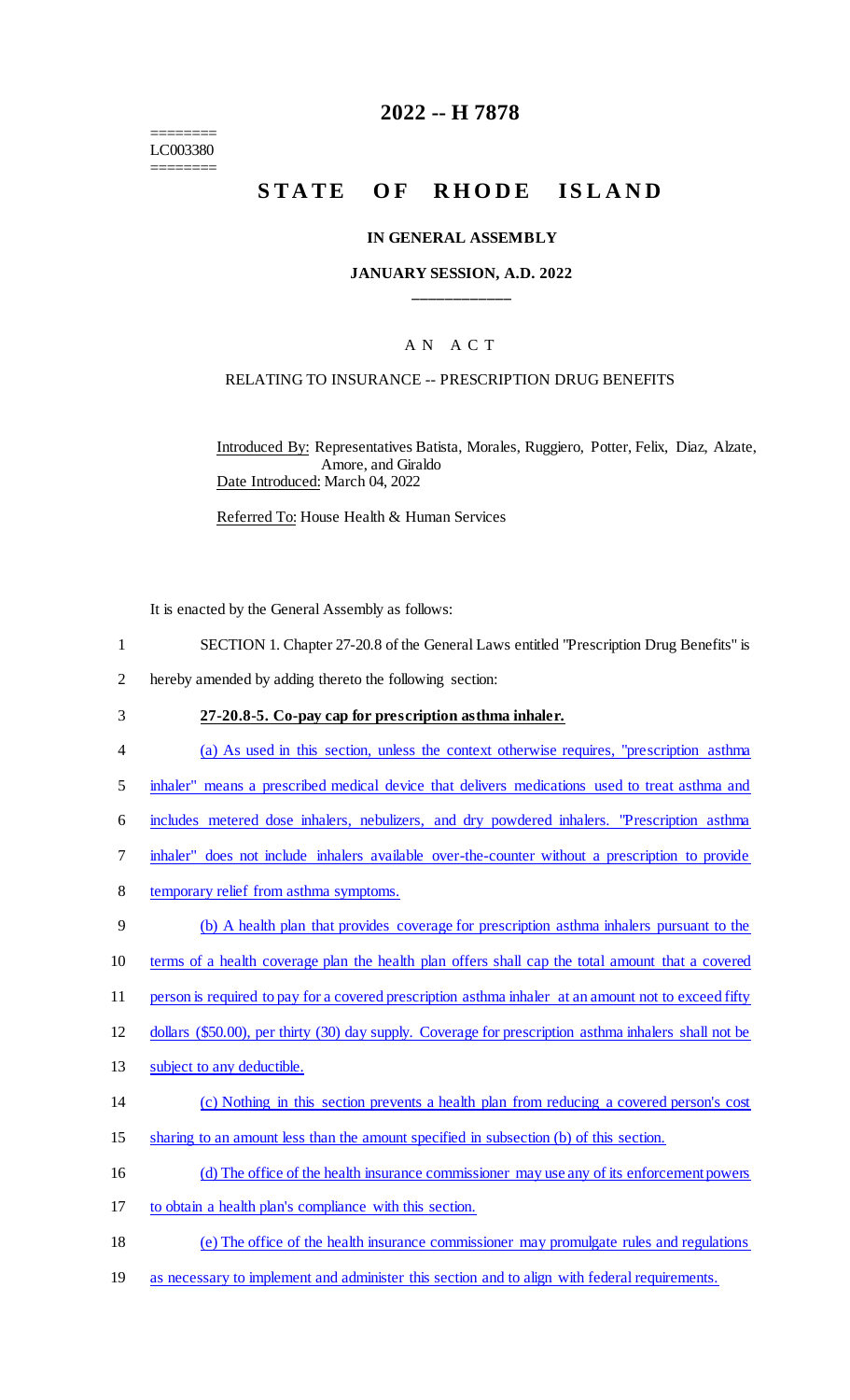========
LC003380
========

# 2022 -- H 7878

# STATE OF RHODE ISLAND

## IN GENERAL ASSEMBLY

### JANUARY SESSION, A.D. 2022

____________

## A N A C T

### RELATING TO INSURANCE -- PRESCRIPTION DRUG BENEFITS

Introduced By: Representatives Batista, Morales, Ruggiero, Potter, Felix, Diaz, Alzate, Amore, and Giraldo
Date Introduced: March 04, 2022

Referred To: House Health & Human Services

It is enacted by the General Assembly as follows:

1 SECTION 1. Chapter 27-20.8 of the General Laws entitled "Prescription Drug Benefits" is
2 hereby amended by adding thereto the following section:

3 **27-20.8-5. Co-pay cap for prescription asthma inhaler.**

4 (a) As used in this section, unless the context otherwise requires, "prescription asthma
5 inhaler" means a prescribed medical device that delivers medications used to treat asthma and
6 includes metered dose inhalers, nebulizers, and dry powdered inhalers. "Prescription asthma
7 inhaler" does not include inhalers available over-the-counter without a prescription to provide
8 temporary relief from asthma symptoms.

9 (b) A health plan that provides coverage for prescription asthma inhalers pursuant to the
10 terms of a health coverage plan the health plan offers shall cap the total amount that a covered
11 person is required to pay for a covered prescription asthma inhaler at an amount not to exceed fifty
12 dollars ($50.00), per thirty (30) day supply. Coverage for prescription asthma inhalers shall not be
13 subject to any deductible.

14 (c) Nothing in this section prevents a health plan from reducing a covered person's cost
15 sharing to an amount less than the amount specified in subsection (b) of this section.

16 (d) The office of the health insurance commissioner may use any of its enforcement powers
17 to obtain a health plan's compliance with this section.

18 (e) The office of the health insurance commissioner may promulgate rules and regulations
19 as necessary to implement and administer this section and to align with federal requirements.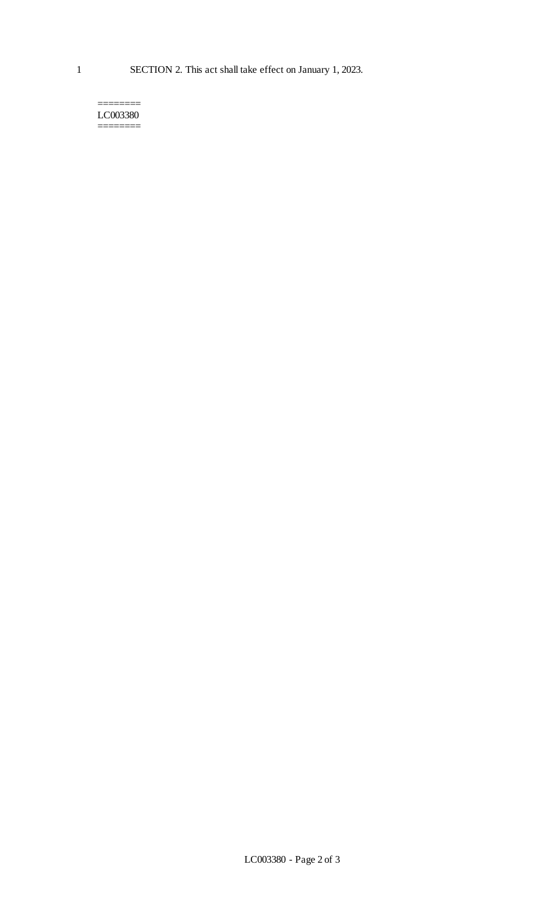SECTION 2. This act shall take effect on January 1, 2023.

========
LC003380
========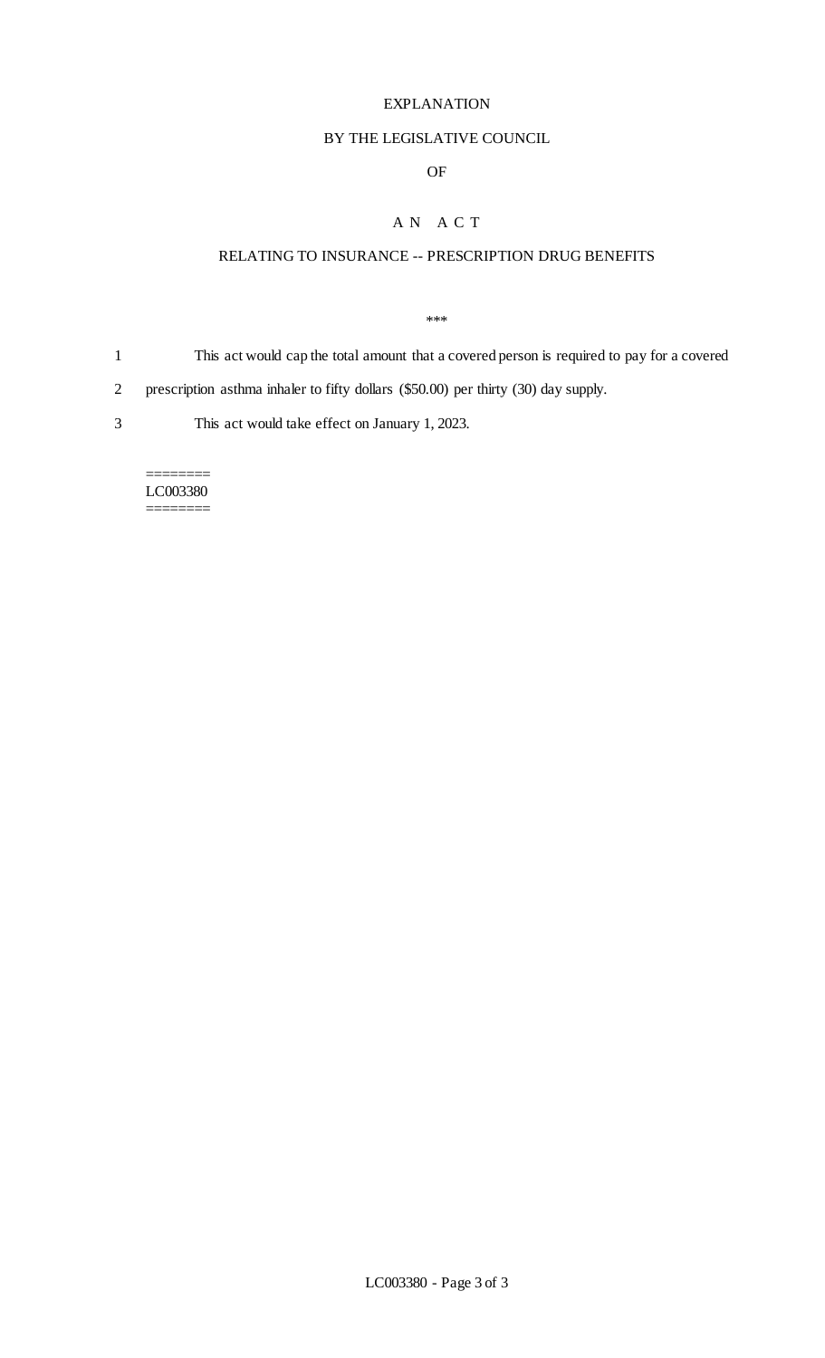EXPLANATION

BY THE LEGISLATIVE COUNCIL

OF

A N A C T

RELATING TO INSURANCE -- PRESCRIPTION DRUG BENEFITS

\*\*\*

1 This act would cap the total amount that a covered person is required to pay for a covered

2 prescription asthma inhaler to fifty dollars ($50.00) per thirty (30) day supply.

3 This act would take effect on January 1, 2023.

========
LC003380
========